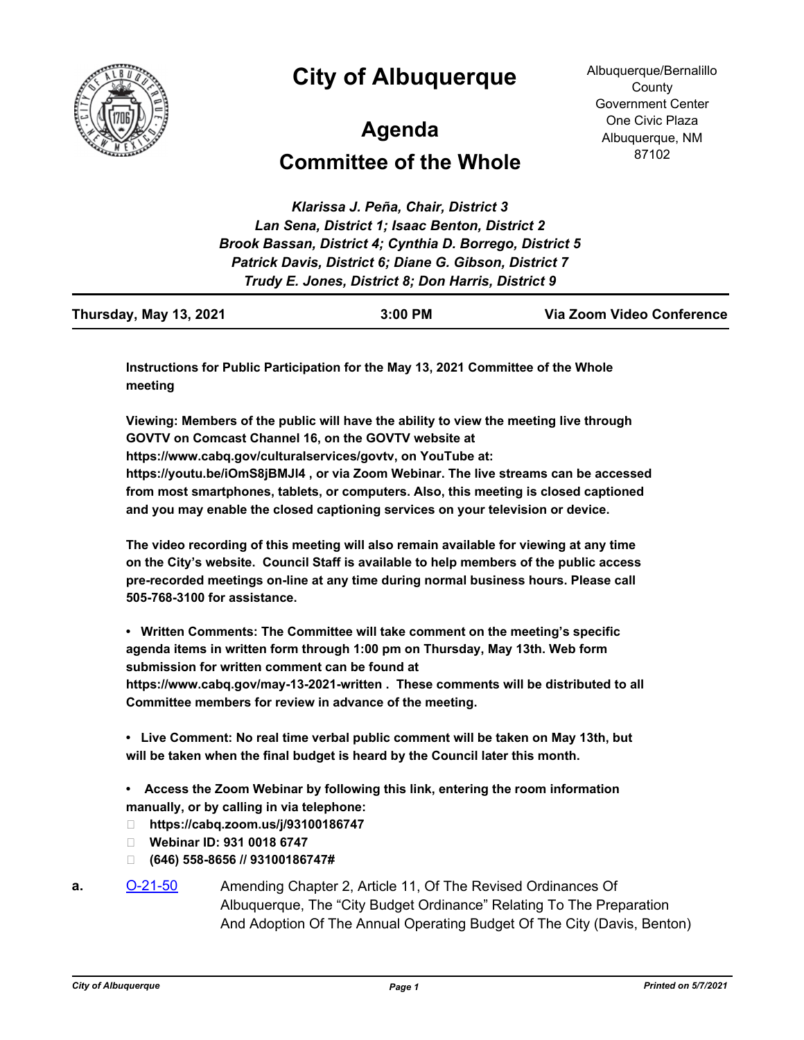# City of Albuquerque

Albuquerque/Bernalillo County Government Center
One Civic Plaza
Albuquerque, NM 87102

## Agenda

## Committee of the Whole

*Klarissa J. Peña, Chair, District 3*
*Lan Sena, District 1; Isaac Benton, District 2*
*Brook Bassan, District 4; Cynthia D. Borrego, District 5*
*Patrick Davis, District 6; Diane G. Gibson, District 7*
*Trudy E. Jones, District 8; Don Harris, District 9*

**Thursday, May 13, 2021 — 3:00 PM — Via Zoom Video Conference**

**Instructions for Public Participation for the May 13, 2021 Committee of the Whole meeting**

**Viewing: Members of the public will have the ability to view the meeting live through GOVTV on Comcast Channel 16, on the GOVTV website at https://www.cabq.gov/culturalservices/govtv, on YouTube at: https://youtu.be/iOmS8jBMJI4 , or via Zoom Webinar. The live streams can be accessed from most smartphones, tablets, or computers. Also, this meeting is closed captioned and you may enable the closed captioning services on your television or device.**

**The video recording of this meeting will also remain available for viewing at any time on the City's website. Council Staff is available to help members of the public access pre-recorded meetings on-line at any time during normal business hours. Please call 505-768-3100 for assistance.**

- **Written Comments: The Committee will take comment on the meeting's specific agenda items in written form through 1:00 pm on Thursday, May 13th. Web form submission for written comment can be found at https://www.cabq.gov/may-13-2021-written . These comments will be distributed to all Committee members for review in advance of the meeting.**

- **Live Comment: No real time verbal public comment will be taken on May 13th, but will be taken when the final budget is heard by the Council later this month.**

- **Access the Zoom Webinar by following this link, entering the room information manually, or by calling in via telephone:**
  - **https://cabq.zoom.us/j/93100186747**
  - **Webinar ID: 931 0018 6747**
  - **(646) 558-8656 // 93100186747#**

**a.** O-21-50 — Amending Chapter 2, Article 11, Of The Revised Ordinances Of Albuquerque, The "City Budget Ordinance" Relating To The Preparation And Adoption Of The Annual Operating Budget Of The City (Davis, Benton)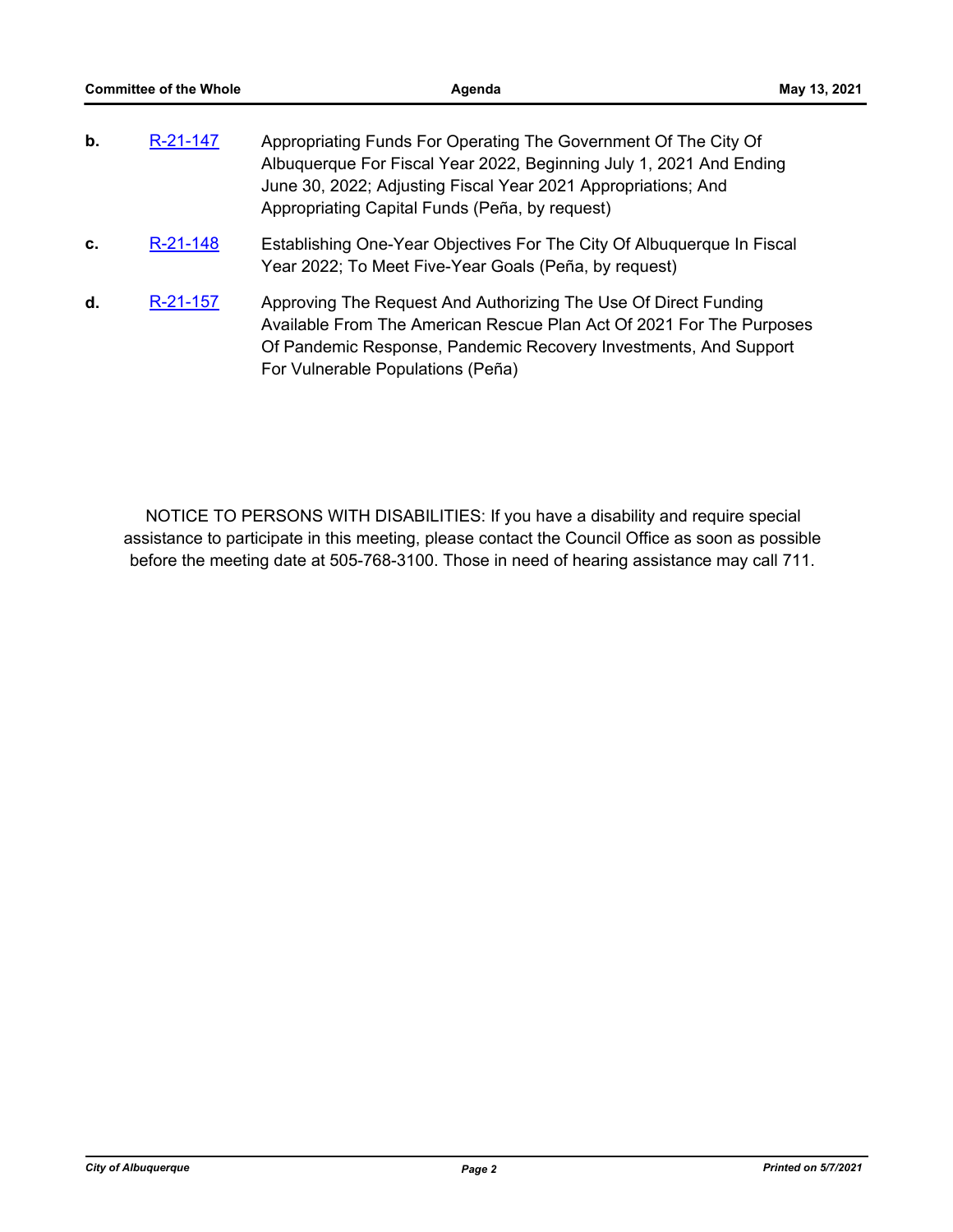b. R-21-147 Appropriating Funds For Operating The Government Of The City Of Albuquerque For Fiscal Year 2022, Beginning July 1, 2021 And Ending June 30, 2022; Adjusting Fiscal Year 2021 Appropriations; And Appropriating Capital Funds (Peña, by request)

c. R-21-148 Establishing One-Year Objectives For The City Of Albuquerque In Fiscal Year 2022; To Meet Five-Year Goals (Peña, by request)

d. R-21-157 Approving The Request And Authorizing The Use Of Direct Funding Available From The American Rescue Plan Act Of 2021 For The Purposes Of Pandemic Response, Pandemic Recovery Investments, And Support For Vulnerable Populations (Peña)

NOTICE TO PERSONS WITH DISABILITIES: If you have a disability and require special assistance to participate in this meeting, please contact the Council Office as soon as possible before the meeting date at 505-768-3100. Those in need of hearing assistance may call 711.